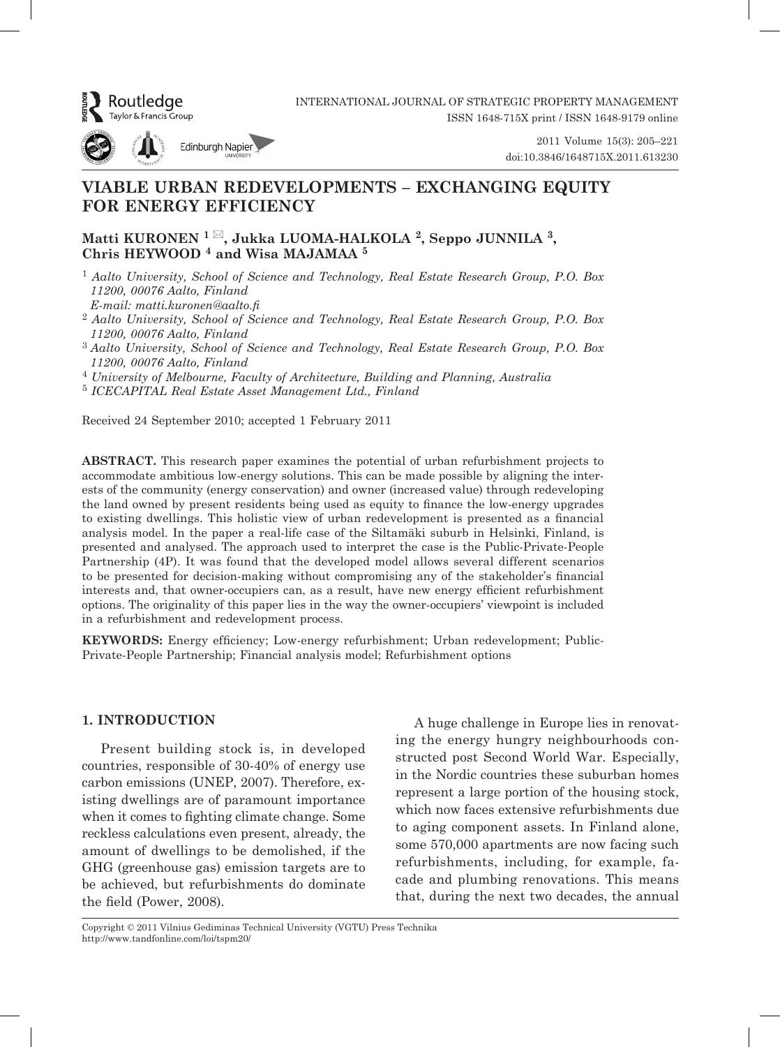# VIABLE URBAN REDEVELOPMENTS – EXCHANGING EQUITY FOR ENERGY EFFICIENCY

**Matti KURONEN [1] ✉, Jukka LUOMA-HALKOLA [2], Seppo JUNNILA [3], Chris HEYWOOD [4] and Wisa MAJAMAA [5]**

[1] *Aalto University, School of Science and Technology, Real Estate Research Group, P.O. Box 11200, 00076 Aalto, Finland*
*E-mail: matti.kuronen@aalto.fi*

[2] *Aalto University, School of Science and Technology, Real Estate Research Group, P.O. Box 11200, 00076 Aalto, Finland*

[3] *Aalto University, School of Science and Technology, Real Estate Research Group, P.O. Box 11200, 00076 Aalto, Finland*

[4] *University of Melbourne, Faculty of Architecture, Building and Planning, Australia*

[5] *ICECAPITAL Real Estate Asset Management Ltd., Finland*

Received 24 September 2010; accepted 1 February 2011

**ABSTRACT.** This research paper examines the potential of urban refurbishment projects to accommodate ambitious low-energy solutions. This can be made possible by aligning the interests of the community (energy conservation) and owner (increased value) through redeveloping the land owned by present residents being used as equity to finance the low-energy upgrades to existing dwellings. This holistic view of urban redevelopment is presented as a financial analysis model. In the paper a real-life case of the Siltamäki suburb in Helsinki, Finland, is presented and analysed. The approach used to interpret the case is the Public-Private-People Partnership (4P). It was found that the developed model allows several different scenarios to be presented for decision-making without compromising any of the stakeholder's financial interests and, that owner-occupiers can, as a result, have new energy efficient refurbishment options. The originality of this paper lies in the way the owner-occupiers' viewpoint is included in a refurbishment and redevelopment process.

**KEYWORDS:** Energy efficiency; Low-energy refurbishment; Urban redevelopment; Public-Private-People Partnership; Financial analysis model; Refurbishment options

## 1. INTRODUCTION

Present building stock is, in developed countries, responsible of 30-40% of energy use carbon emissions (UNEP, 2007). Therefore, existing dwellings are of paramount importance when it comes to fighting climate change. Some reckless calculations even present, already, the amount of dwellings to be demolished, if the GHG (greenhouse gas) emission targets are to be achieved, but refurbishments do dominate the field (Power, 2008).

A huge challenge in Europe lies in renovating the energy hungry neighbourhoods constructed post Second World War. Especially, in the Nordic countries these suburban homes represent a large portion of the housing stock, which now faces extensive refurbishments due to aging component assets. In Finland alone, some 570,000 apartments are now facing such refurbishments, including, for example, facade and plumbing renovations. This means that, during the next two decades, the annual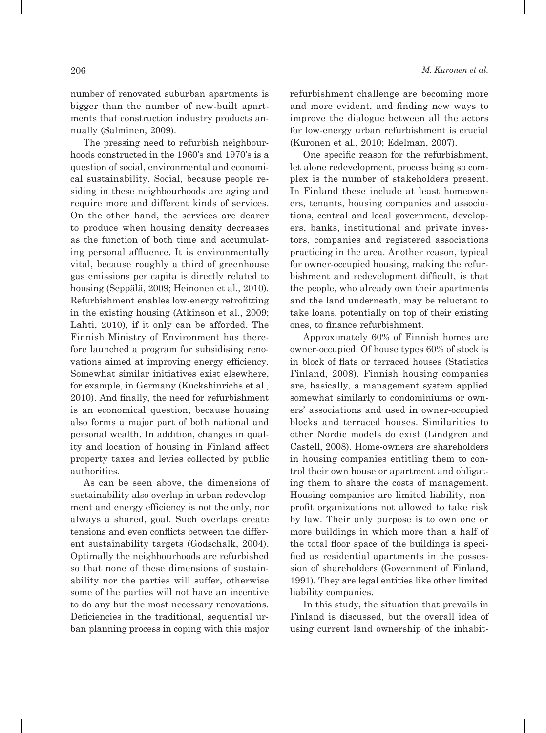number of renovated suburban apartments is bigger than the number of new-built apartments that construction industry products annually (Salminen, 2009).

The pressing need to refurbish neighbourhoods constructed in the 1960's and 1970's is a question of social, environmental and economical sustainability. Social, because people residing in these neighbourhoods are aging and require more and different kinds of services. On the other hand, the services are dearer to produce when housing density decreases as the function of both time and accumulating personal affluence. It is environmentally vital, because roughly a third of greenhouse gas emissions per capita is directly related to housing (Seppälä, 2009; Heinonen et al., 2010). Refurbishment enables low-energy retrofitting in the existing housing (Atkinson et al., 2009; Lahti, 2010), if it only can be afforded. The Finnish Ministry of Environment has therefore launched a program for subsidising renovations aimed at improving energy efficiency. Somewhat similar initiatives exist elsewhere, for example, in Germany (Kuckshinrichs et al., 2010). And finally, the need for refurbishment is an economical question, because housing also forms a major part of both national and personal wealth. In addition, changes in quality and location of housing in Finland affect property taxes and levies collected by public authorities.

As can be seen above, the dimensions of sustainability also overlap in urban redevelopment and energy efficiency is not the only, nor always a shared, goal. Such overlaps create tensions and even conflicts between the different sustainability targets (Godschalk, 2004). Optimally the neighbourhoods are refurbished so that none of these dimensions of sustainability nor the parties will suffer, otherwise some of the parties will not have an incentive to do any but the most necessary renovations. Deficiencies in the traditional, sequential urban planning process in coping with this major refurbishment challenge are becoming more and more evident, and finding new ways to improve the dialogue between all the actors for low-energy urban refurbishment is crucial (Kuronen et al., 2010; Edelman, 2007).

One specific reason for the refurbishment, let alone redevelopment, process being so complex is the number of stakeholders present. In Finland these include at least homeowners, tenants, housing companies and associations, central and local government, developers, banks, institutional and private investors, companies and registered associations practicing in the area. Another reason, typical for owner-occupied housing, making the refurbishment and redevelopment difficult, is that the people, who already own their apartments and the land underneath, may be reluctant to take loans, potentially on top of their existing ones, to finance refurbishment.

Approximately 60% of Finnish homes are owner-occupied. Of house types 60% of stock is in block of flats or terraced houses (Statistics Finland, 2008). Finnish housing companies are, basically, a management system applied somewhat similarly to condominiums or owners' associations and used in owner-occupied blocks and terraced houses. Similarities to other Nordic models do exist (Lindgren and Castell, 2008). Home-owners are shareholders in housing companies entitling them to control their own house or apartment and obligating them to share the costs of management. Housing companies are limited liability, non-profit organizations not allowed to take risk by law. Their only purpose is to own one or more buildings in which more than a half of the total floor space of the buildings is specified as residential apartments in the possession of shareholders (Government of Finland, 1991). They are legal entities like other limited liability companies.

In this study, the situation that prevails in Finland is discussed, but the overall idea of using current land ownership of the inhabit-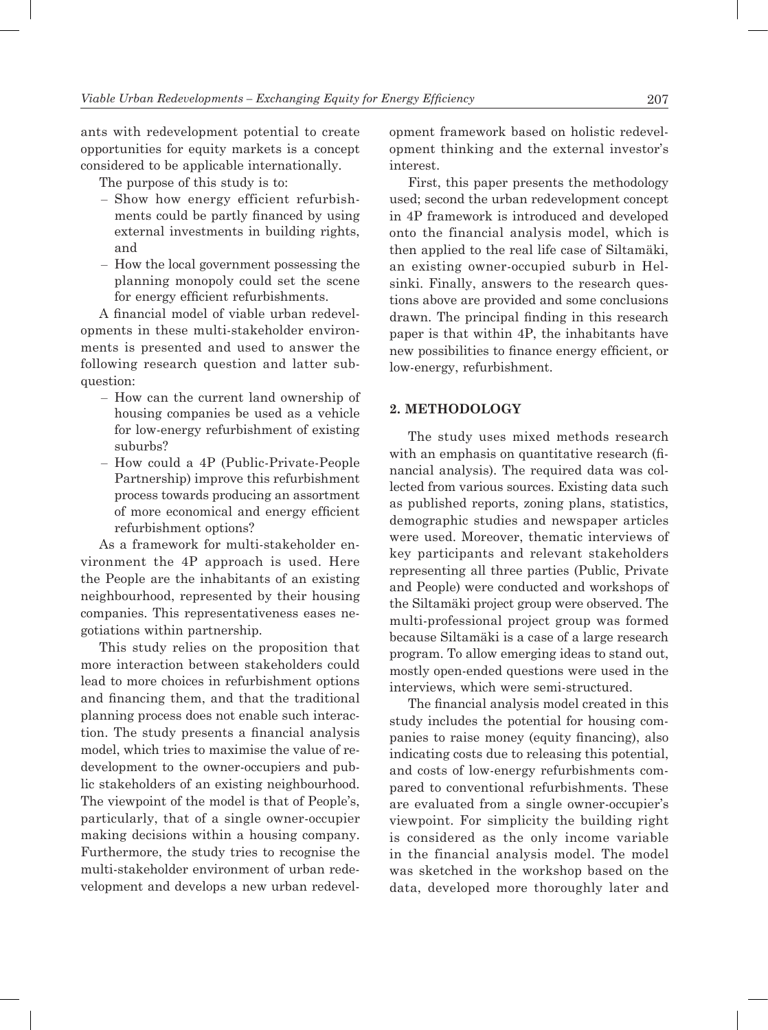ants with redevelopment potential to create opportunities for equity markets is a concept considered to be applicable internationally.

The purpose of this study is to:

- Show how energy efficient refurbishments could be partly financed by using external investments in building rights, and
- How the local government possessing the planning monopoly could set the scene for energy efficient refurbishments.

A financial model of viable urban redevelopments in these multi-stakeholder environments is presented and used to answer the following research question and latter subquestion:

- How can the current land ownership of housing companies be used as a vehicle for low-energy refurbishment of existing suburbs?
- How could a 4P (Public-Private-People Partnership) improve this refurbishment process towards producing an assortment of more economical and energy efficient refurbishment options?

As a framework for multi-stakeholder environment the 4P approach is used. Here the People are the inhabitants of an existing neighbourhood, represented by their housing companies. This representativeness eases negotiations within partnership.

This study relies on the proposition that more interaction between stakeholders could lead to more choices in refurbishment options and financing them, and that the traditional planning process does not enable such interaction. The study presents a financial analysis model, which tries to maximise the value of redevelopment to the owner-occupiers and public stakeholders of an existing neighbourhood. The viewpoint of the model is that of People's, particularly, that of a single owner-occupier making decisions within a housing company. Furthermore, the study tries to recognise the multi-stakeholder environment of urban redevelopment and develops a new urban redevelopment framework based on holistic redevelopment thinking and the external investor's interest.

First, this paper presents the methodology used; second the urban redevelopment concept in 4P framework is introduced and developed onto the financial analysis model, which is then applied to the real life case of Siltamäki, an existing owner-occupied suburb in Helsinki. Finally, answers to the research questions above are provided and some conclusions drawn. The principal finding in this research paper is that within 4P, the inhabitants have new possibilities to finance energy efficient, or low-energy, refurbishment.

## 2. METHODOLOGY

The study uses mixed methods research with an emphasis on quantitative research (financial analysis). The required data was collected from various sources. Existing data such as published reports, zoning plans, statistics, demographic studies and newspaper articles were used. Moreover, thematic interviews of key participants and relevant stakeholders representing all three parties (Public, Private and People) were conducted and workshops of the Siltamäki project group were observed. The multi-professional project group was formed because Siltamäki is a case of a large research program. To allow emerging ideas to stand out, mostly open-ended questions were used in the interviews, which were semi-structured.

The financial analysis model created in this study includes the potential for housing companies to raise money (equity financing), also indicating costs due to releasing this potential, and costs of low-energy refurbishments compared to conventional refurbishments. These are evaluated from a single owner-occupier's viewpoint. For simplicity the building right is considered as the only income variable in the financial analysis model. The model was sketched in the workshop based on the data, developed more thoroughly later and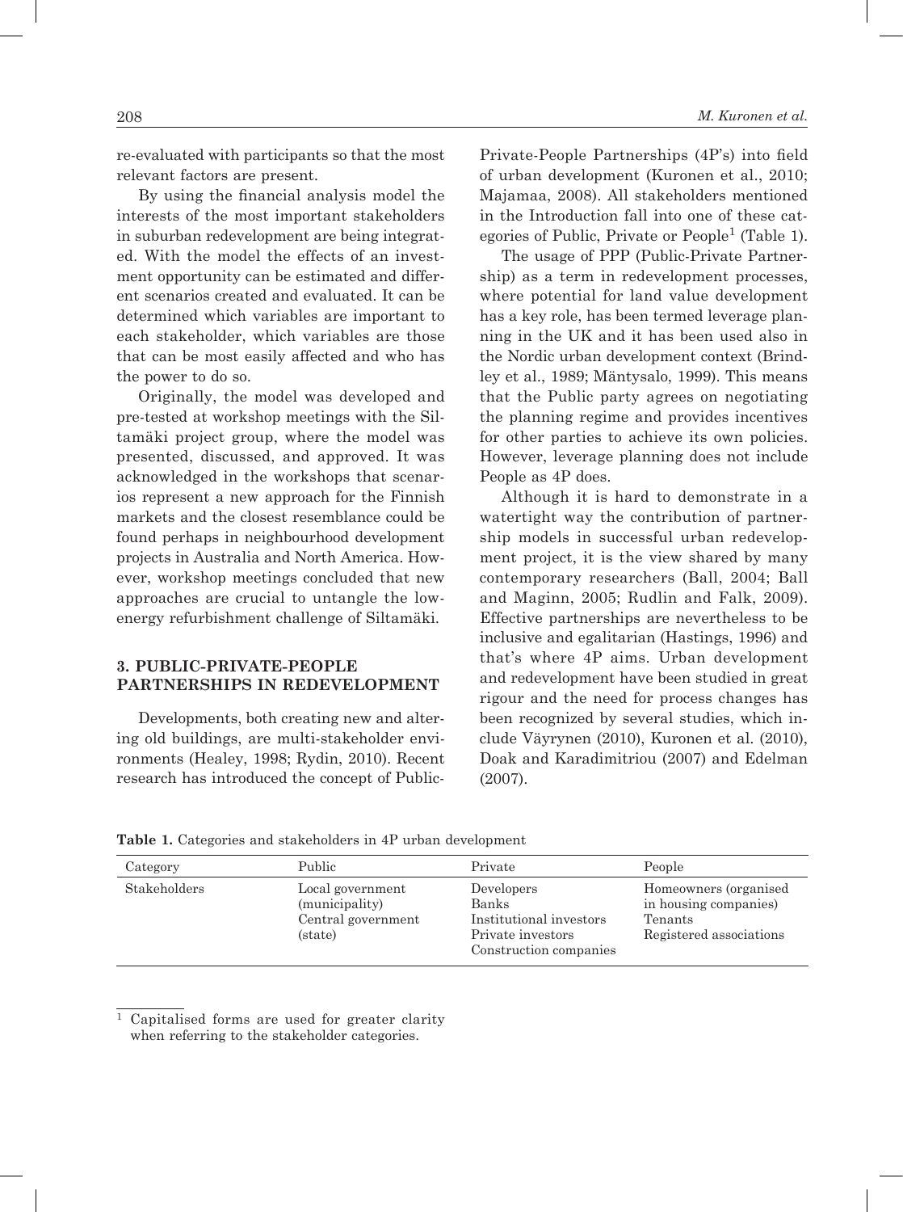re-evaluated with participants so that the most relevant factors are present.

By using the financial analysis model the interests of the most important stakeholders in suburban redevelopment are being integrated. With the model the effects of an investment opportunity can be estimated and different scenarios created and evaluated. It can be determined which variables are important to each stakeholder, which variables are those that can be most easily affected and who has the power to do so.

Originally, the model was developed and pre-tested at workshop meetings with the Siltamäki project group, where the model was presented, discussed, and approved. It was acknowledged in the workshops that scenarios represent a new approach for the Finnish markets and the closest resemblance could be found perhaps in neighbourhood development projects in Australia and North America. However, workshop meetings concluded that new approaches are crucial to untangle the low-energy refurbishment challenge of Siltamäki.

## 3. PUBLIC-PRIVATE-PEOPLE PARTNERSHIPS IN REDEVELOPMENT

Developments, both creating new and altering old buildings, are multi-stakeholder environments (Healey, 1998; Rydin, 2010). Recent research has introduced the concept of Public-Private-People Partnerships (4P's) into field of urban development (Kuronen et al., 2010; Majamaa, 2008). All stakeholders mentioned in the Introduction fall into one of these categories of Public, Private or People[1] (Table 1).

The usage of PPP (Public-Private Partnership) as a term in redevelopment processes, where potential for land value development has a key role, has been termed leverage planning in the UK and it has been used also in the Nordic urban development context (Brindley et al., 1989; Mäntysalo, 1999). This means that the Public party agrees on negotiating the planning regime and provides incentives for other parties to achieve its own policies. However, leverage planning does not include People as 4P does.

Although it is hard to demonstrate in a watertight way the contribution of partnership models in successful urban redevelopment project, it is the view shared by many contemporary researchers (Ball, 2004; Ball and Maginn, 2005; Rudlin and Falk, 2009). Effective partnerships are nevertheless to be inclusive and egalitarian (Hastings, 1996) and that's where 4P aims. Urban development and redevelopment have been studied in great rigour and the need for process changes has been recognized by several studies, which include Väyrynen (2010), Kuronen et al. (2010), Doak and Karadimitriou (2007) and Edelman (2007).

**Table 1.** Categories and stakeholders in 4P urban development

| Category | Public | Private | People |
|---|---|---|---|
| Stakeholders | Local government (municipality)<br>Central government (state) | Developers<br>Banks<br>Institutional investors<br>Private investors<br>Construction companies | Homeowners (organised in housing companies)<br>Tenants<br>Registered associations |

[1] Capitalised forms are used for greater clarity when referring to the stakeholder categories.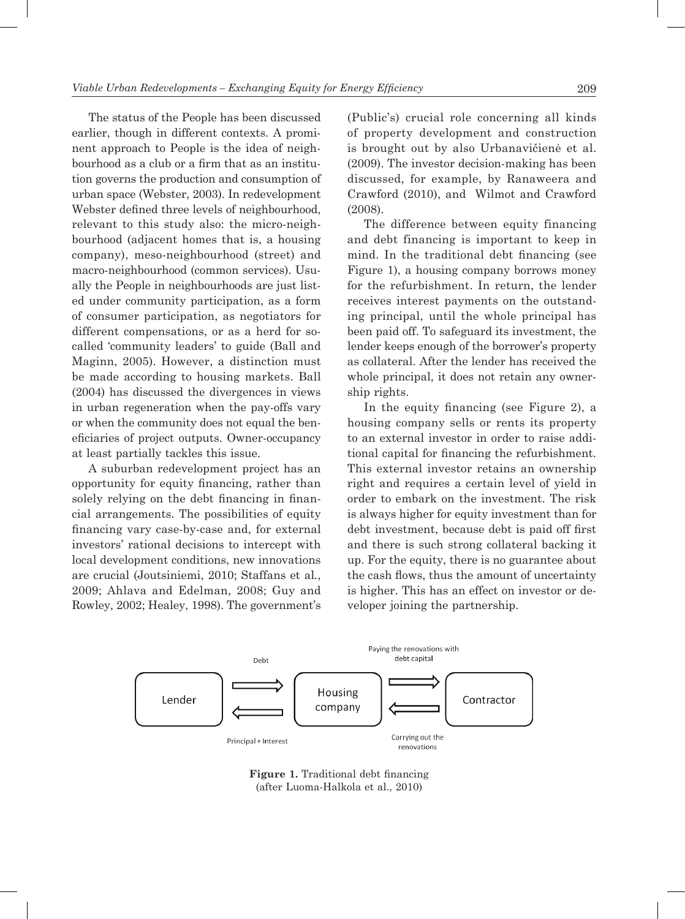The status of the People has been discussed earlier, though in different contexts. A prominent approach to People is the idea of neighbourhood as a club or a firm that as an institution governs the production and consumption of urban space (Webster, 2003). In redevelopment Webster defined three levels of neighbourhood, relevant to this study also: the micro-neighbourhood (adjacent homes that is, a housing company), meso-neighbourhood (street) and macro-neighbourhood (common services). Usually the People in neighbourhoods are just listed under community participation, as a form of consumer participation, as negotiators for different compensations, or as a herd for so-called 'community leaders' to guide (Ball and Maginn, 2005). However, a distinction must be made according to housing markets. Ball (2004) has discussed the divergences in views in urban regeneration when the pay-offs vary or when the community does not equal the beneficiaries of project outputs. Owner-occupancy at least partially tackles this issue.

A suburban redevelopment project has an opportunity for equity financing, rather than solely relying on the debt financing in financial arrangements. The possibilities of equity financing vary case-by-case and, for external investors' rational decisions to intercept with local development conditions, new innovations are crucial (Joutsiniemi, 2010; Staffans et al., 2009; Ahlava and Edelman, 2008; Guy and Rowley, 2002; Healey, 1998). The government's (Public's) crucial role concerning all kinds of property development and construction is brought out by also Urbanavičienė et al. (2009). The investor decision-making has been discussed, for example, by Ranaweera and Crawford (2010), and Wilmot and Crawford (2008).

The difference between equity financing and debt financing is important to keep in mind. In the traditional debt financing (see Figure 1), a housing company borrows money for the refurbishment. In return, the lender receives interest payments on the outstanding principal, until the whole principal has been paid off. To safeguard its investment, the lender keeps enough of the borrower's property as collateral. After the lender has received the whole principal, it does not retain any ownership rights.

In the equity financing (see Figure 2), a housing company sells or rents its property to an external investor in order to raise additional capital for financing the refurbishment. This external investor retains an ownership right and requires a certain level of yield in order to embark on the investment. The risk is always higher for equity investment than for debt investment, because debt is paid off first and there is such strong collateral backing it up. For the equity, there is no guarantee about the cash flows, thus the amount of uncertainty is higher. This has an effect on investor or developer joining the partnership.

Lender — Debt → Housing company — Paying the renovations with debt capital → Contractor

Lender ← Principal + Interest — Housing company ← Carrying out the renovations — Contractor

**Figure 1.** Traditional debt financing (after Luoma-Halkola et al., 2010)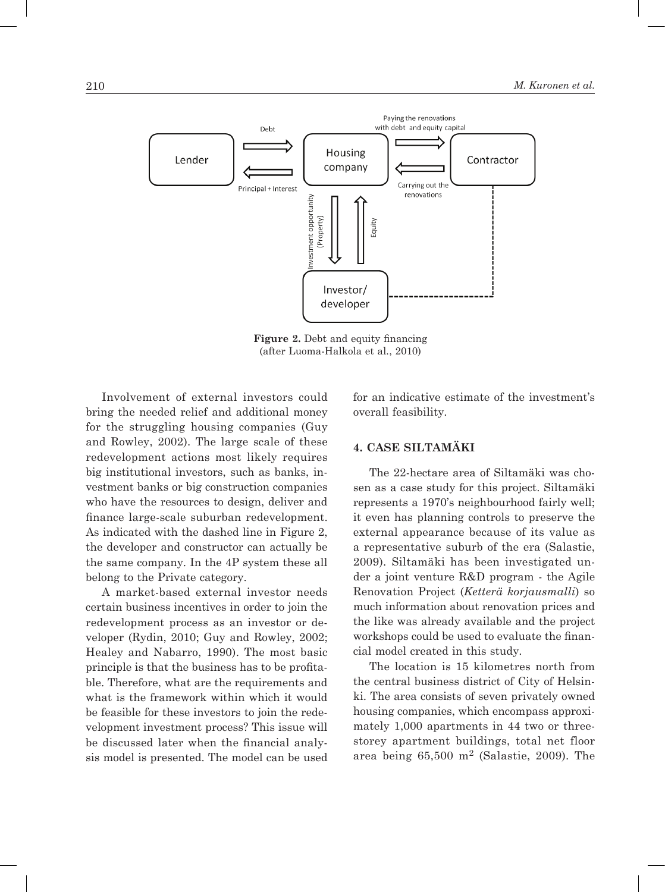Figure 2. Debt and equity financing (after Luoma-Halkola et al., 2010)

Involvement of external investors could bring the needed relief and additional money for the struggling housing companies (Guy and Rowley, 2002). The large scale of these redevelopment actions most likely requires big institutional investors, such as banks, investment banks or big construction companies who have the resources to design, deliver and finance large-scale suburban redevelopment. As indicated with the dashed line in Figure 2, the developer and constructor can actually be the same company. In the 4P system these all belong to the Private category.

A market-based external investor needs certain business incentives in order to join the redevelopment process as an investor or developer (Rydin, 2010; Guy and Rowley, 2002; Healey and Nabarro, 1990). The most basic principle is that the business has to be profitable. Therefore, what are the requirements and what is the framework within which it would be feasible for these investors to join the redevelopment investment process? This issue will be discussed later when the financial analysis model is presented. The model can be used for an indicative estimate of the investment's overall feasibility.

## 4. CASE SILTAMÄKI

The 22-hectare area of Siltamäki was chosen as a case study for this project. Siltamäki represents a 1970's neighbourhood fairly well; it even has planning controls to preserve the external appearance because of its value as a representative suburb of the era (Salastie, 2009). Siltamäki has been investigated under a joint venture R&D program - the Agile Renovation Project (*Ketterä korjausmalli*) so much information about renovation prices and the like was already available and the project workshops could be used to evaluate the financial model created in this study.

The location is 15 kilometres north from the central business district of City of Helsinki. The area consists of seven privately owned housing companies, which encompass approximately 1,000 apartments in 44 two or three-storey apartment buildings, total net floor area being 65,500 m$^2$ (Salastie, 2009). The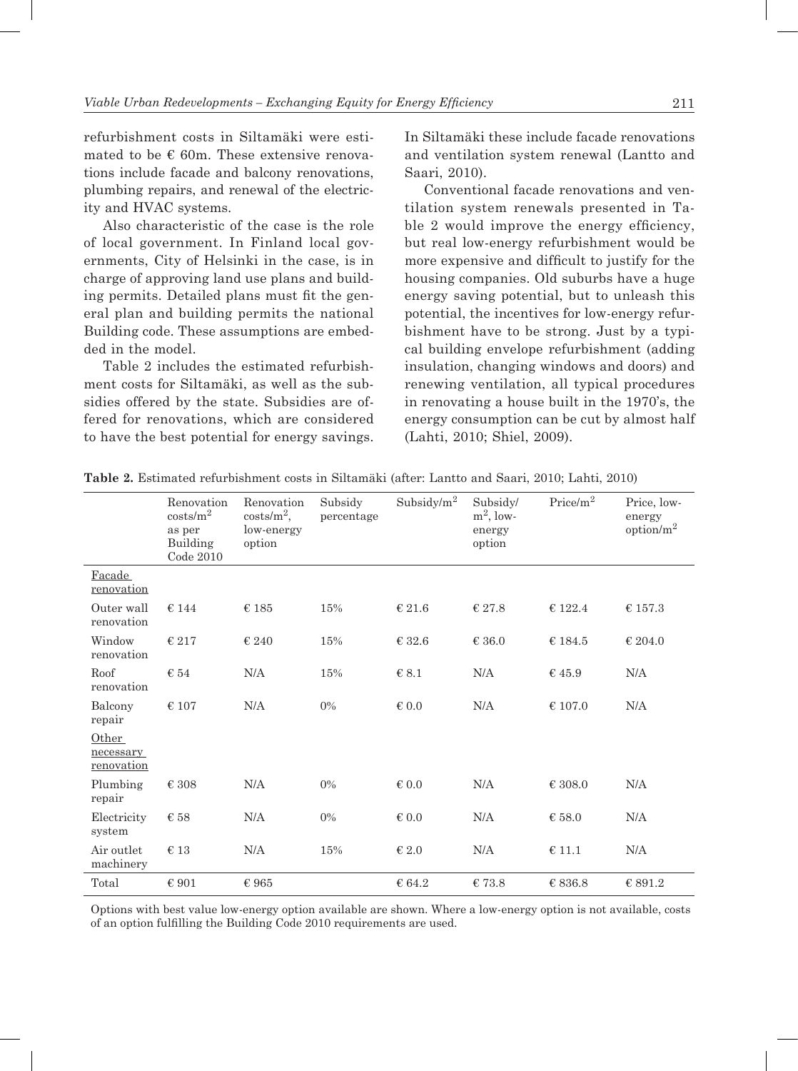refurbishment costs in Siltamäki were estimated to be € 60m. These extensive renovations include facade and balcony renovations, plumbing repairs, and renewal of the electricity and HVAC systems.

Also characteristic of the case is the role of local government. In Finland local governments, City of Helsinki in the case, is in charge of approving land use plans and building permits. Detailed plans must fit the general plan and building permits the national Building code. These assumptions are embedded in the model.

Table 2 includes the estimated refurbishment costs for Siltamäki, as well as the subsidies offered by the state. Subsidies are offered for renovations, which are considered to have the best potential for energy savings. In Siltamäki these include facade renovations and ventilation system renewal (Lantto and Saari, 2010).

Conventional facade renovations and ventilation system renewals presented in Table 2 would improve the energy efficiency, but real low-energy refurbishment would be more expensive and difficult to justify for the housing companies. Old suburbs have a huge energy saving potential, but to unleash this potential, the incentives for low-energy refurbishment have to be strong. Just by a typical building envelope refurbishment (adding insulation, changing windows and doors) and renewing ventilation, all typical procedures in renovating a house built in the 1970's, the energy consumption can be cut by almost half (Lahti, 2010; Shiel, 2009).

**Table 2.** Estimated refurbishment costs in Siltamäki (after: Lantto and Saari, 2010; Lahti, 2010)

| | Renovation costs/m$^2$ as per Building Code 2010 | Renovation costs/m$^2$, low-energy option | Subsidy percentage | Subsidy/m$^2$ | Subsidy/m$^2$, low-energy option | Price/m$^2$ | Price, low-energy option/m$^2$ |
|---|---|---|---|---|---|---|---|
| Facade renovation | | | | | | | |
| Outer wall renovation | € 144 | € 185 | 15% | € 21.6 | € 27.8 | € 122.4 | € 157.3 |
| Window renovation | € 217 | € 240 | 15% | € 32.6 | € 36.0 | € 184.5 | € 204.0 |
| Roof renovation | € 54 | N/A | 15% | € 8.1 | N/A | € 45.9 | N/A |
| Balcony repair | € 107 | N/A | 0% | € 0.0 | N/A | € 107.0 | N/A |
| Other necessary renovation | | | | | | | |
| Plumbing repair | € 308 | N/A | 0% | € 0.0 | N/A | € 308.0 | N/A |
| Electricity system | € 58 | N/A | 0% | € 0.0 | N/A | € 58.0 | N/A |
| Air outlet machinery | € 13 | N/A | 15% | € 2.0 | N/A | € 11.1 | N/A |
| Total | € 901 | € 965 | | € 64.2 | € 73.8 | € 836.8 | € 891.2 |

Options with best value low-energy option available are shown. Where a low-energy option is not available, costs of an option fulfilling the Building Code 2010 requirements are used.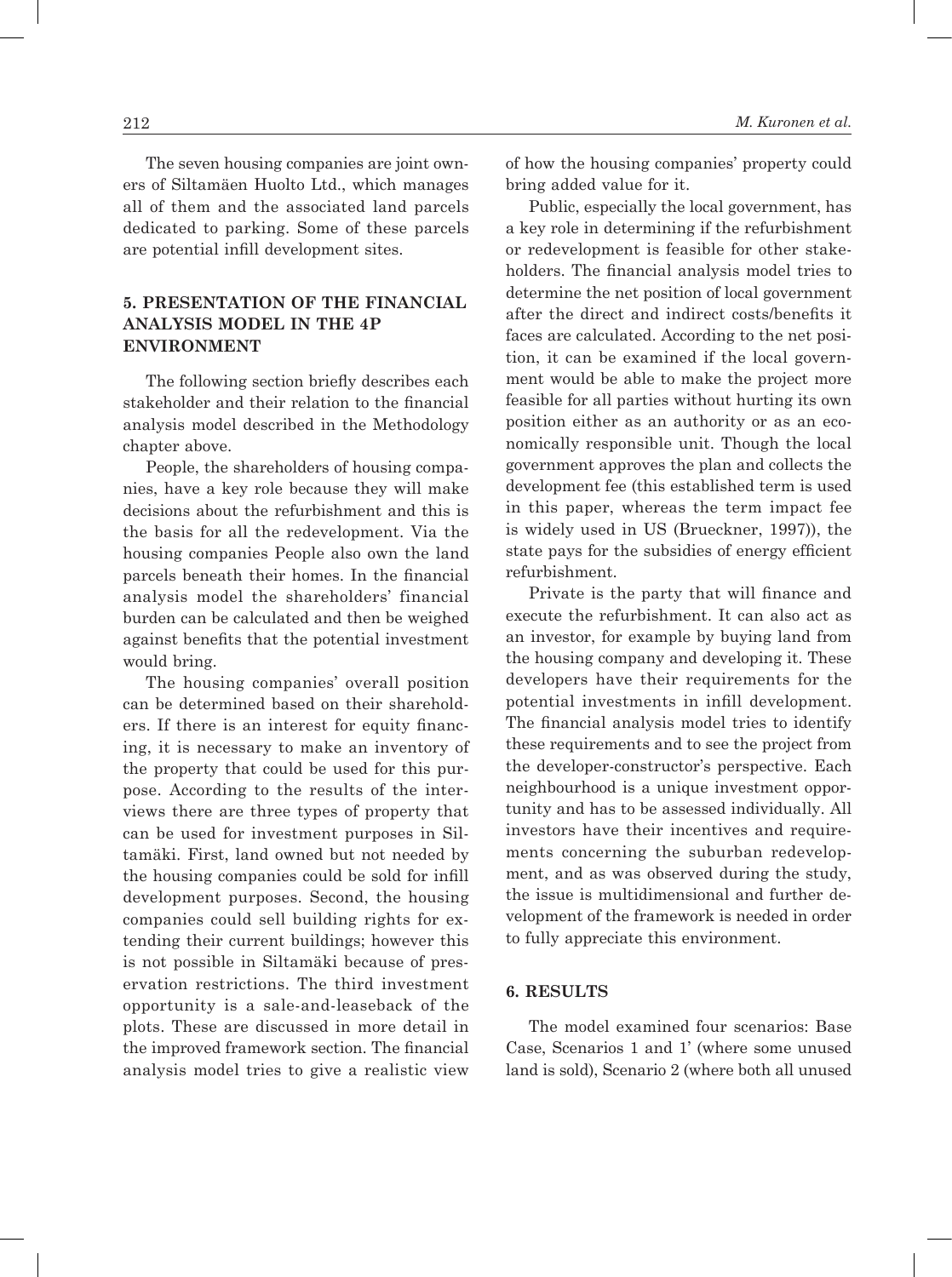The seven housing companies are joint owners of Siltamäen Huolto Ltd., which manages all of them and the associated land parcels dedicated to parking. Some of these parcels are potential infill development sites.

## 5. PRESENTATION OF THE FINANCIAL ANALYSIS MODEL IN THE 4P ENVIRONMENT

The following section briefly describes each stakeholder and their relation to the financial analysis model described in the Methodology chapter above.

People, the shareholders of housing companies, have a key role because they will make decisions about the refurbishment and this is the basis for all the redevelopment. Via the housing companies People also own the land parcels beneath their homes. In the financial analysis model the shareholders' financial burden can be calculated and then be weighed against benefits that the potential investment would bring.

The housing companies' overall position can be determined based on their shareholders. If there is an interest for equity financing, it is necessary to make an inventory of the property that could be used for this purpose. According to the results of the interviews there are three types of property that can be used for investment purposes in Siltamäki. First, land owned but not needed by the housing companies could be sold for infill development purposes. Second, the housing companies could sell building rights for extending their current buildings; however this is not possible in Siltamäki because of preservation restrictions. The third investment opportunity is a sale-and-leaseback of the plots. These are discussed in more detail in the improved framework section. The financial analysis model tries to give a realistic view of how the housing companies' property could bring added value for it.

Public, especially the local government, has a key role in determining if the refurbishment or redevelopment is feasible for other stakeholders. The financial analysis model tries to determine the net position of local government after the direct and indirect costs/benefits it faces are calculated. According to the net position, it can be examined if the local government would be able to make the project more feasible for all parties without hurting its own position either as an authority or as an economically responsible unit. Though the local government approves the plan and collects the development fee (this established term is used in this paper, whereas the term impact fee is widely used in US (Brueckner, 1997)), the state pays for the subsidies of energy efficient refurbishment.

Private is the party that will finance and execute the refurbishment. It can also act as an investor, for example by buying land from the housing company and developing it. These developers have their requirements for the potential investments in infill development. The financial analysis model tries to identify these requirements and to see the project from the developer-constructor's perspective. Each neighbourhood is a unique investment opportunity and has to be assessed individually. All investors have their incentives and requirements concerning the suburban redevelopment, and as was observed during the study, the issue is multidimensional and further development of the framework is needed in order to fully appreciate this environment.

## 6. RESULTS

The model examined four scenarios: Base Case, Scenarios 1 and 1' (where some unused land is sold), Scenario 2 (where both all unused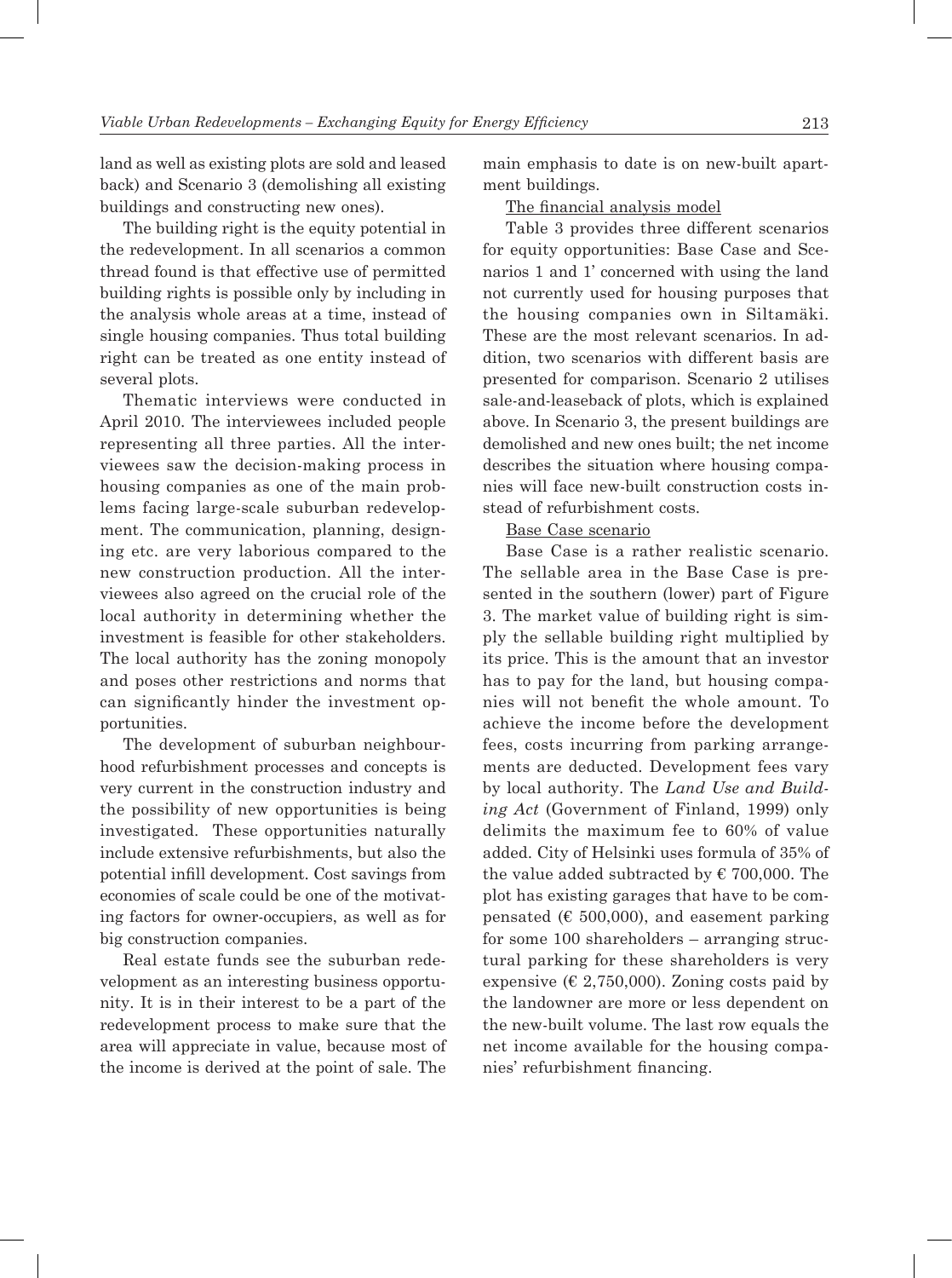land as well as existing plots are sold and leased back) and Scenario 3 (demolishing all existing buildings and constructing new ones).

The building right is the equity potential in the redevelopment. In all scenarios a common thread found is that effective use of permitted building rights is possible only by including in the analysis whole areas at a time, instead of single housing companies. Thus total building right can be treated as one entity instead of several plots.

Thematic interviews were conducted in April 2010. The interviewees included people representing all three parties. All the interviewees saw the decision-making process in housing companies as one of the main problems facing large-scale suburban redevelopment. The communication, planning, designing etc. are very laborious compared to the new construction production. All the interviewees also agreed on the crucial role of the local authority in determining whether the investment is feasible for other stakeholders. The local authority has the zoning monopoly and poses other restrictions and norms that can significantly hinder the investment opportunities.

The development of suburban neighbourhood refurbishment processes and concepts is very current in the construction industry and the possibility of new opportunities is being investigated. These opportunities naturally include extensive refurbishments, but also the potential infill development. Cost savings from economies of scale could be one of the motivating factors for owner-occupiers, as well as for big construction companies.

Real estate funds see the suburban redevelopment as an interesting business opportunity. It is in their interest to be a part of the redevelopment process to make sure that the area will appreciate in value, because most of the income is derived at the point of sale. The main emphasis to date is on new-built apartment buildings.

The financial analysis model

Table 3 provides three different scenarios for equity opportunities: Base Case and Scenarios 1 and 1' concerned with using the land not currently used for housing purposes that the housing companies own in Siltamäki. These are the most relevant scenarios. In addition, two scenarios with different basis are presented for comparison. Scenario 2 utilises sale-and-leaseback of plots, which is explained above. In Scenario 3, the present buildings are demolished and new ones built; the net income describes the situation where housing companies will face new-built construction costs instead of refurbishment costs.

Base Case scenario

Base Case is a rather realistic scenario. The sellable area in the Base Case is presented in the southern (lower) part of Figure 3. The market value of building right is simply the sellable building right multiplied by its price. This is the amount that an investor has to pay for the land, but housing companies will not benefit the whole amount. To achieve the income before the development fees, costs incurring from parking arrangements are deducted. Development fees vary by local authority. The *Land Use and Building Act* (Government of Finland, 1999) only delimits the maximum fee to 60% of value added. City of Helsinki uses formula of 35% of the value added subtracted by € 700,000. The plot has existing garages that have to be compensated (€ 500,000), and easement parking for some 100 shareholders – arranging structural parking for these shareholders is very expensive (€ 2,750,000). Zoning costs paid by the landowner are more or less dependent on the new-built volume. The last row equals the net income available for the housing companies' refurbishment financing.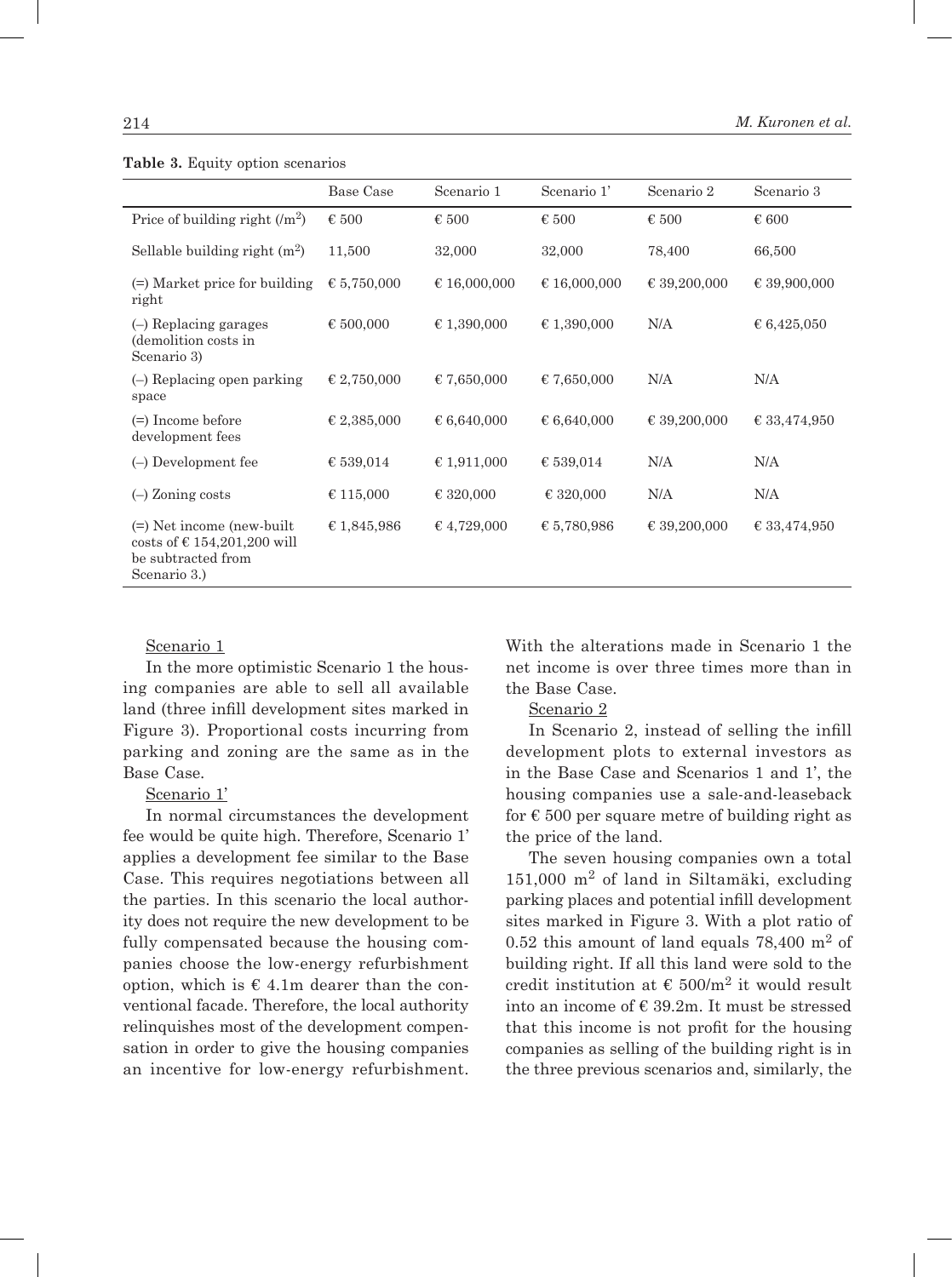**Table 3.** Equity option scenarios

| | Base Case | Scenario 1 | Scenario 1’ | Scenario 2 | Scenario 3 |
|---|---|---|---|---|---|
| Price of building right (/m$^2$) | € 500 | € 500 | € 500 | € 500 | € 600 |
| Sellable building right (m$^2$) | 11,500 | 32,000 | 32,000 | 78,400 | 66,500 |
| (=) Market price for building right | € 5,750,000 | € 16,000,000 | € 16,000,000 | € 39,200,000 | € 39,900,000 |
| (–) Replacing garages (demolition costs in Scenario 3) | € 500,000 | € 1,390,000 | € 1,390,000 | N/A | € 6,425,050 |
| (–) Replacing open parking space | € 2,750,000 | € 7,650,000 | € 7,650,000 | N/A | N/A |
| (=) Income before development fees | € 2,385,000 | € 6,640,000 | € 6,640,000 | € 39,200,000 | € 33,474,950 |
| (–) Development fee | € 539,014 | € 1,911,000 | € 539,014 | N/A | N/A |
| (–) Zoning costs | € 115,000 | € 320,000 | € 320,000 | N/A | N/A |
| (=) Net income (new-built costs of € 154,201,200 will be subtracted from Scenario 3.) | € 1,845,986 | € 4,729,000 | € 5,780,986 | € 39,200,000 | € 33,474,950 |

Scenario 1

In the more optimistic Scenario 1 the housing companies are able to sell all available land (three infill development sites marked in Figure 3). Proportional costs incurring from parking and zoning are the same as in the Base Case.

Scenario 1’

In normal circumstances the development fee would be quite high. Therefore, Scenario 1’ applies a development fee similar to the Base Case. This requires negotiations between all the parties. In this scenario the local authority does not require the new development to be fully compensated because the housing companies choose the low-energy refurbishment option, which is € 4.1m dearer than the conventional facade. Therefore, the local authority relinquishes most of the development compensation in order to give the housing companies an incentive for low-energy refurbishment. With the alterations made in Scenario 1 the net income is over three times more than in the Base Case.

Scenario 2

In Scenario 2, instead of selling the infill development plots to external investors as in the Base Case and Scenarios 1 and 1’, the housing companies use a sale-and-leaseback for € 500 per square metre of building right as the price of the land.

The seven housing companies own a total 151,000 m$^2$ of land in Siltamäki, excluding parking places and potential infill development sites marked in Figure 3. With a plot ratio of 0.52 this amount of land equals 78,400 m$^2$ of building right. If all this land were sold to the credit institution at € 500/m$^2$ it would result into an income of € 39.2m. It must be stressed that this income is not profit for the housing companies as selling of the building right is in the three previous scenarios and, similarly, the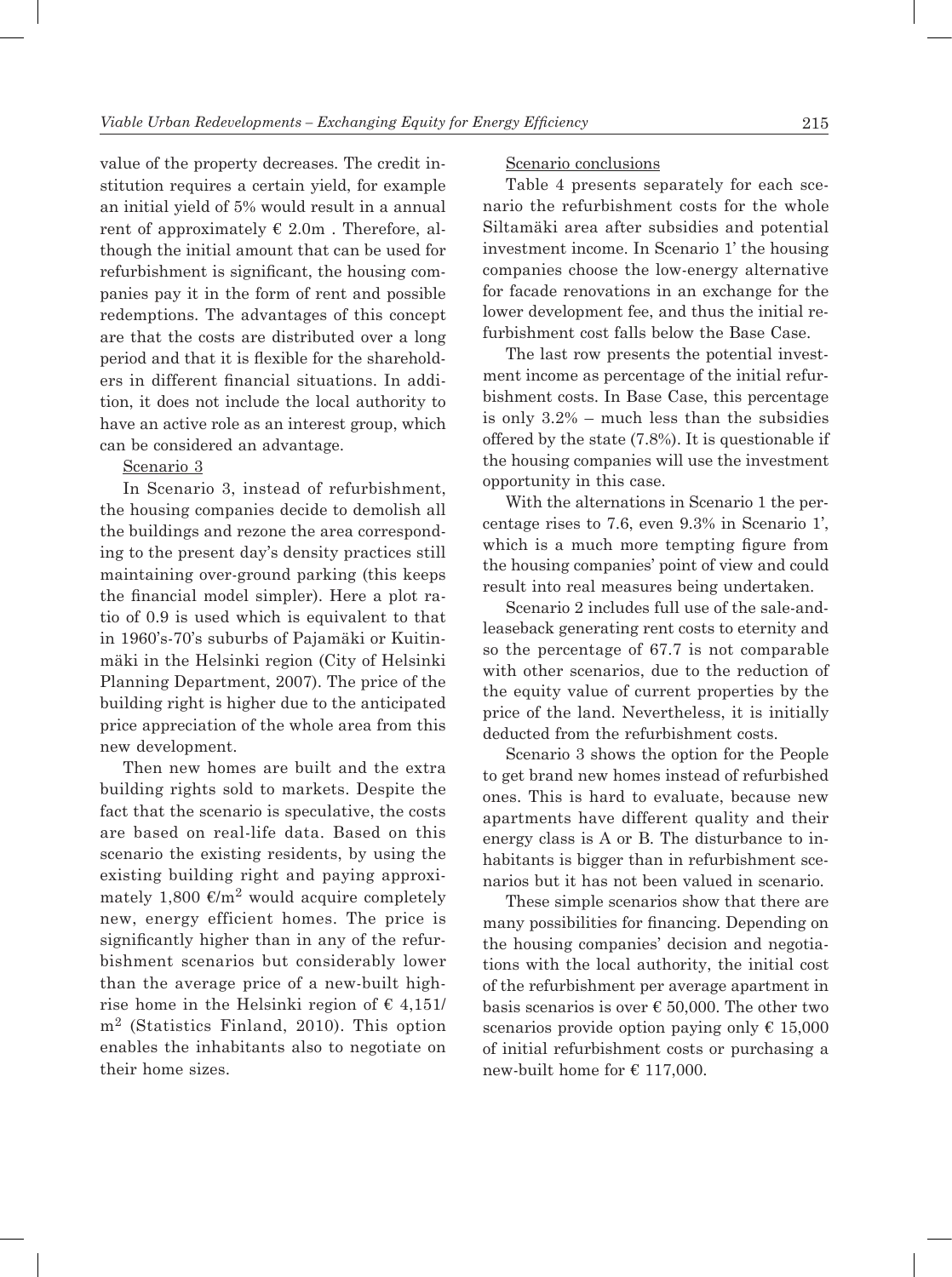value of the property decreases. The credit institution requires a certain yield, for example an initial yield of 5% would result in a annual rent of approximately € 2.0m . Therefore, although the initial amount that can be used for refurbishment is significant, the housing companies pay it in the form of rent and possible redemptions. The advantages of this concept are that the costs are distributed over a long period and that it is flexible for the shareholders in different financial situations. In addition, it does not include the local authority to have an active role as an interest group, which can be considered an advantage.

Scenario 3

In Scenario 3, instead of refurbishment, the housing companies decide to demolish all the buildings and rezone the area corresponding to the present day's density practices still maintaining over-ground parking (this keeps the financial model simpler). Here a plot ratio of 0.9 is used which is equivalent to that in 1960's-70's suburbs of Pajamäki or Kuitinmäki in the Helsinki region (City of Helsinki Planning Department, 2007). The price of the building right is higher due to the anticipated price appreciation of the whole area from this new development.

Then new homes are built and the extra building rights sold to markets. Despite the fact that the scenario is speculative, the costs are based on real-life data. Based on this scenario the existing residents, by using the existing building right and paying approximately 1,800 €/m$^2$ would acquire completely new, energy efficient homes. The price is significantly higher than in any of the refurbishment scenarios but considerably lower than the average price of a new-built high-rise home in the Helsinki region of € 4,151/m$^2$ (Statistics Finland, 2010). This option enables the inhabitants also to negotiate on their home sizes.

Scenario conclusions

Table 4 presents separately for each scenario the refurbishment costs for the whole Siltamäki area after subsidies and potential investment income. In Scenario 1' the housing companies choose the low-energy alternative for facade renovations in an exchange for the lower development fee, and thus the initial refurbishment cost falls below the Base Case.

The last row presents the potential investment income as percentage of the initial refurbishment costs. In Base Case, this percentage is only 3.2% – much less than the subsidies offered by the state (7.8%). It is questionable if the housing companies will use the investment opportunity in this case.

With the alternations in Scenario 1 the percentage rises to 7.6, even 9.3% in Scenario 1', which is a much more tempting figure from the housing companies' point of view and could result into real measures being undertaken.

Scenario 2 includes full use of the sale-and-leaseback generating rent costs to eternity and so the percentage of 67.7 is not comparable with other scenarios, due to the reduction of the equity value of current properties by the price of the land. Nevertheless, it is initially deducted from the refurbishment costs.

Scenario 3 shows the option for the People to get brand new homes instead of refurbished ones. This is hard to evaluate, because new apartments have different quality and their energy class is A or B. The disturbance to inhabitants is bigger than in refurbishment scenarios but it has not been valued in scenario.

These simple scenarios show that there are many possibilities for financing. Depending on the housing companies' decision and negotiations with the local authority, the initial cost of the refurbishment per average apartment in basis scenarios is over € 50,000. The other two scenarios provide option paying only € 15,000 of initial refurbishment costs or purchasing a new-built home for € 117,000.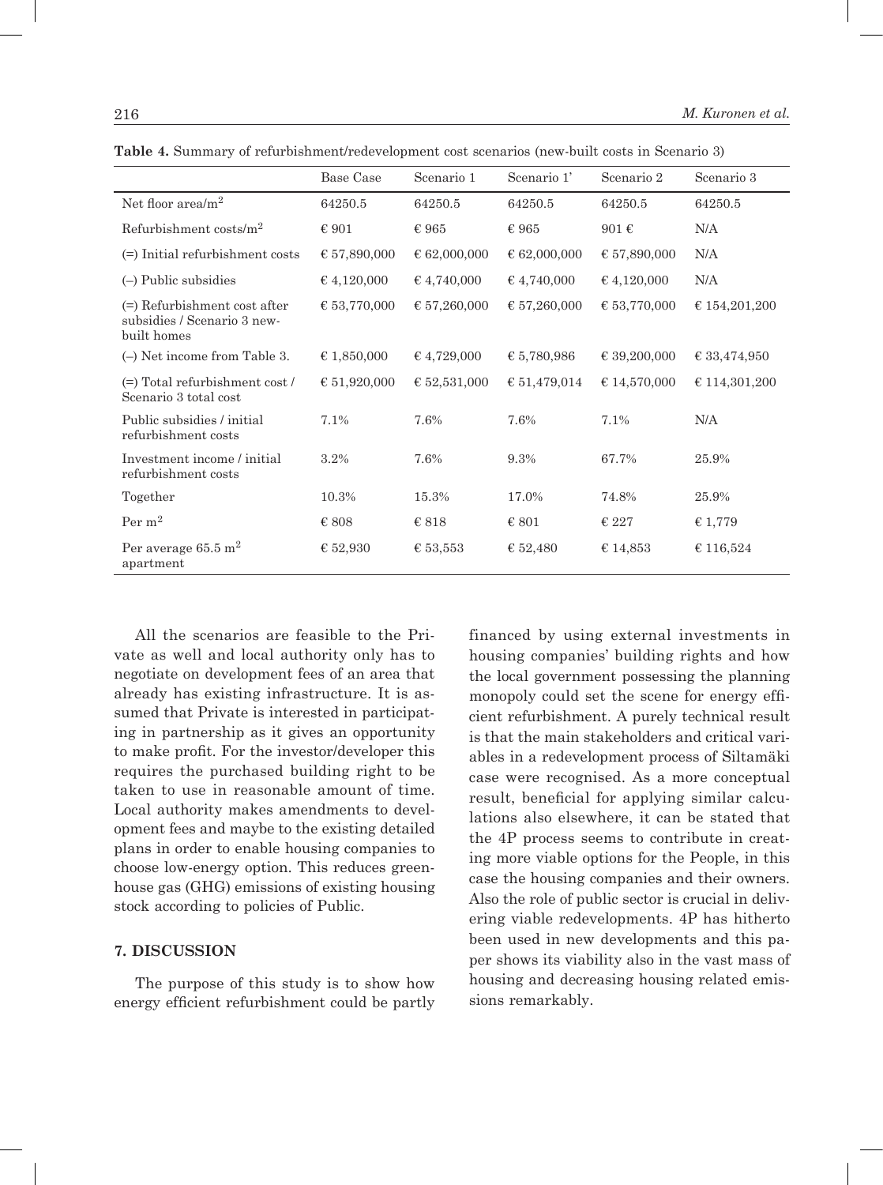**Table 4.** Summary of refurbishment/redevelopment cost scenarios (new-built costs in Scenario 3)

| | Base Case | Scenario 1 | Scenario 1' | Scenario 2 | Scenario 3 |
|---|---|---|---|---|---|
| Net floor area/$m^2$ | 64250.5 | 64250.5 | 64250.5 | 64250.5 | 64250.5 |
| Refurbishment costs/$m^2$ | € 901 | € 965 | € 965 | 901 € | N/A |
| (=) Initial refurbishment costs | € 57,890,000 | € 62,000,000 | € 62,000,000 | € 57,890,000 | N/A |
| (–) Public subsidies | € 4,120,000 | € 4,740,000 | € 4,740,000 | € 4,120,000 | N/A |
| (=) Refurbishment cost after subsidies / Scenario 3 new-built homes | € 53,770,000 | € 57,260,000 | € 57,260,000 | € 53,770,000 | € 154,201,200 |
| (–) Net income from Table 3. | € 1,850,000 | € 4,729,000 | € 5,780,986 | € 39,200,000 | € 33,474,950 |
| (=) Total refurbishment cost / Scenario 3 total cost | € 51,920,000 | € 52,531,000 | € 51,479,014 | € 14,570,000 | € 114,301,200 |
| Public subsidies / initial refurbishment costs | 7.1% | 7.6% | 7.6% | 7.1% | N/A |
| Investment income / initial refurbishment costs | 3.2% | 7.6% | 9.3% | 67.7% | 25.9% |
| Together | 10.3% | 15.3% | 17.0% | 74.8% | 25.9% |
| Per $m^2$ | € 808 | € 818 | € 801 | € 227 | € 1,779 |
| Per average 65.5 $m^2$ apartment | € 52,930 | € 53,553 | € 52,480 | € 14,853 | € 116,524 |

All the scenarios are feasible to the Private as well and local authority only has to negotiate on development fees of an area that already has existing infrastructure. It is assumed that Private is interested in participating in partnership as it gives an opportunity to make profit. For the investor/developer this requires the purchased building right to be taken to use in reasonable amount of time. Local authority makes amendments to development fees and maybe to the existing detailed plans in order to enable housing companies to choose low-energy option. This reduces greenhouse gas (GHG) emissions of existing housing stock according to policies of Public.

## 7. DISCUSSION

The purpose of this study is to show how energy efficient refurbishment could be partly financed by using external investments in housing companies' building rights and how the local government possessing the planning monopoly could set the scene for energy efficient refurbishment. A purely technical result is that the main stakeholders and critical variables in a redevelopment process of Siltamäki case were recognised. As a more conceptual result, beneficial for applying similar calculations also elsewhere, it can be stated that the 4P process seems to contribute in creating more viable options for the People, in this case the housing companies and their owners. Also the role of public sector is crucial in delivering viable redevelopments. 4P has hitherto been used in new developments and this paper shows its viability also in the vast mass of housing and decreasing housing related emissions remarkably.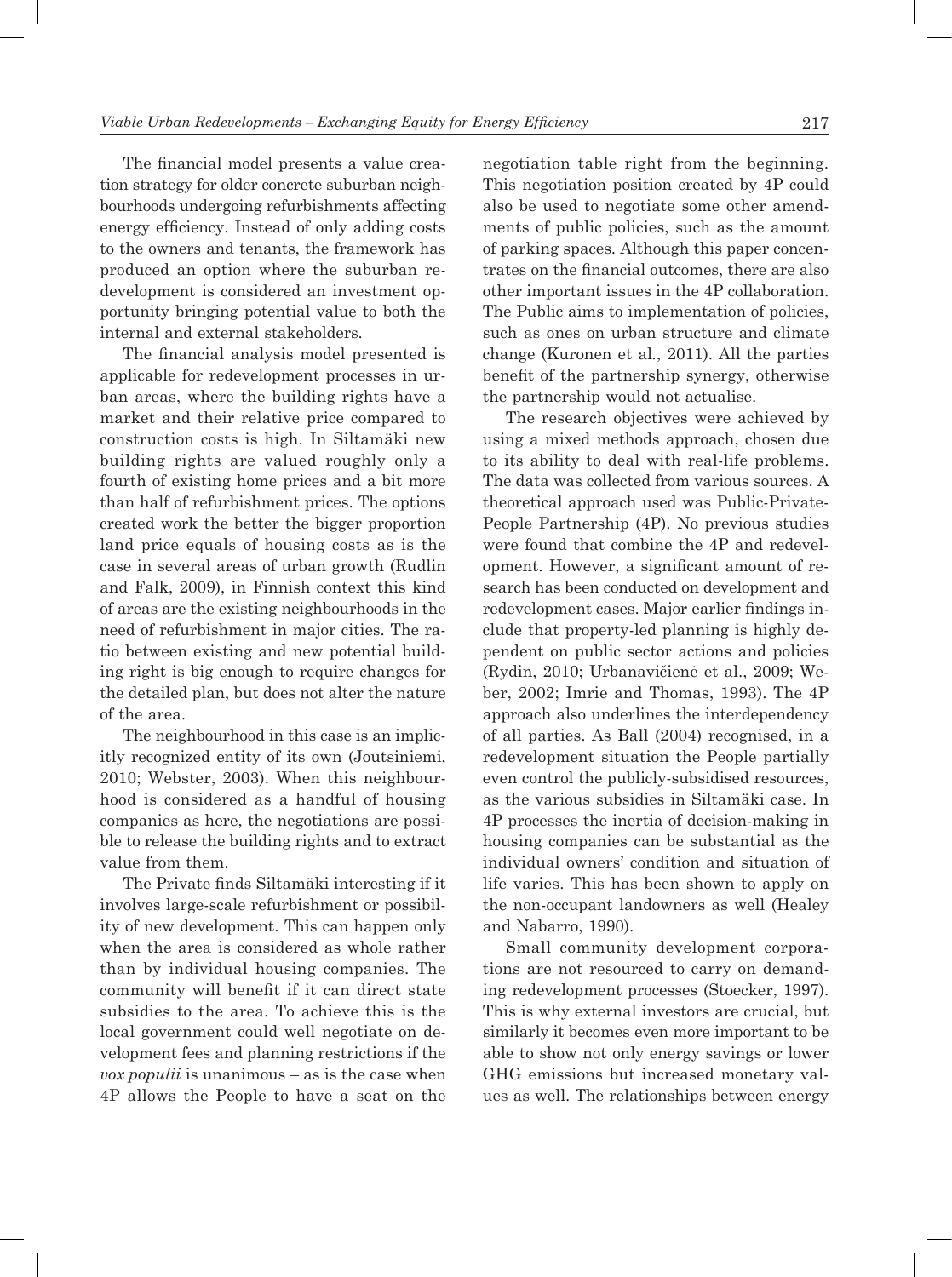The financial model presents a value creation strategy for older concrete suburban neighbourhoods undergoing refurbishments affecting energy efficiency. Instead of only adding costs to the owners and tenants, the framework has produced an option where the suburban redevelopment is considered an investment opportunity bringing potential value to both the internal and external stakeholders.

The financial analysis model presented is applicable for redevelopment processes in urban areas, where the building rights have a market and their relative price compared to construction costs is high. In Siltamäki new building rights are valued roughly only a fourth of existing home prices and a bit more than half of refurbishment prices. The options created work the better the bigger proportion land price equals of housing costs as is the case in several areas of urban growth (Rudlin and Falk, 2009), in Finnish context this kind of areas are the existing neighbourhoods in the need of refurbishment in major cities. The ratio between existing and new potential building right is big enough to require changes for the detailed plan, but does not alter the nature of the area.

The neighbourhood in this case is an implicitly recognized entity of its own (Joutsiniemi, 2010; Webster, 2003). When this neighbourhood is considered as a handful of housing companies as here, the negotiations are possible to release the building rights and to extract value from them.

The Private finds Siltamäki interesting if it involves large-scale refurbishment or possibility of new development. This can happen only when the area is considered as whole rather than by individual housing companies. The community will benefit if it can direct state subsidies to the area. To achieve this is the local government could well negotiate on development fees and planning restrictions if the *vox populii* is unanimous – as is the case when 4P allows the People to have a seat on the negotiation table right from the beginning. This negotiation position created by 4P could also be used to negotiate some other amendments of public policies, such as the amount of parking spaces. Although this paper concentrates on the financial outcomes, there are also other important issues in the 4P collaboration. The Public aims to implementation of policies, such as ones on urban structure and climate change (Kuronen et al., 2011). All the parties benefit of the partnership synergy, otherwise the partnership would not actualise.

The research objectives were achieved by using a mixed methods approach, chosen due to its ability to deal with real-life problems. The data was collected from various sources. A theoretical approach used was Public-Private-People Partnership (4P). No previous studies were found that combine the 4P and redevelopment. However, a significant amount of research has been conducted on development and redevelopment cases. Major earlier findings include that property-led planning is highly dependent on public sector actions and policies (Rydin, 2010; Urbanavičienė et al., 2009; Weber, 2002; Imrie and Thomas, 1993). The 4P approach also underlines the interdependency of all parties. As Ball (2004) recognised, in a redevelopment situation the People partially even control the publicly-subsidised resources, as the various subsidies in Siltamäki case. In 4P processes the inertia of decision-making in housing companies can be substantial as the individual owners' condition and situation of life varies. This has been shown to apply on the non-occupant landowners as well (Healey and Nabarro, 1990).

Small community development corporations are not resourced to carry on demanding redevelopment processes (Stoecker, 1997). This is why external investors are crucial, but similarly it becomes even more important to be able to show not only energy savings or lower GHG emissions but increased monetary values as well. The relationships between energy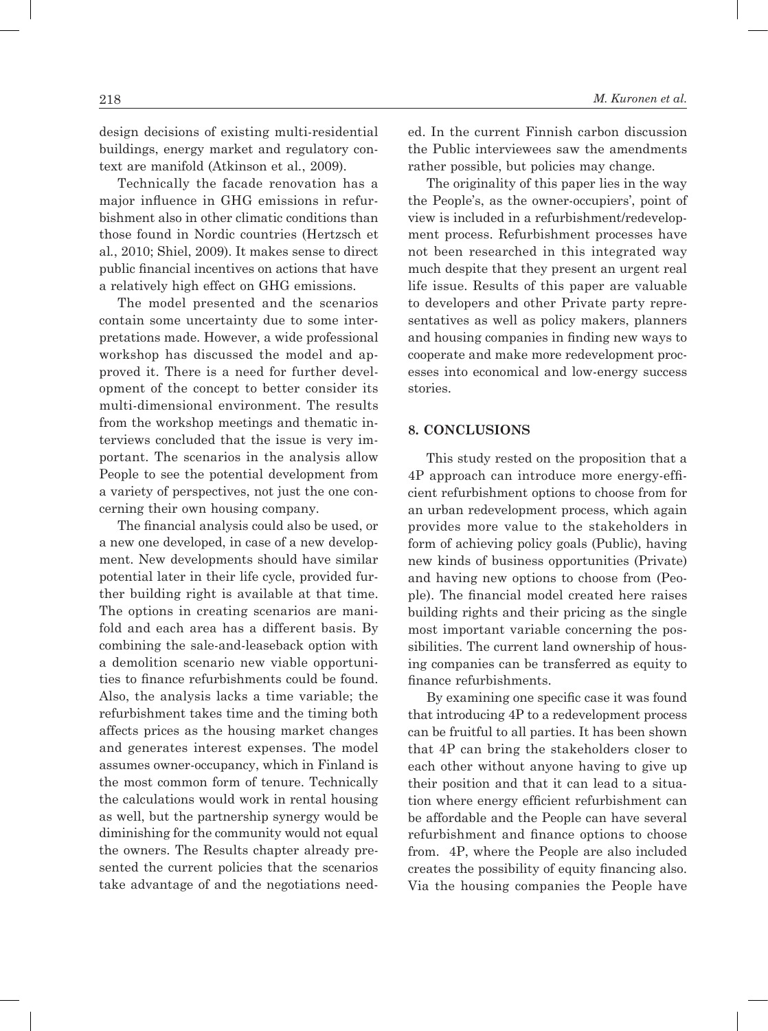design decisions of existing multi-residential buildings, energy market and regulatory context are manifold (Atkinson et al., 2009).

Technically the facade renovation has a major influence in GHG emissions in refurbishment also in other climatic conditions than those found in Nordic countries (Hertzsch et al., 2010; Shiel, 2009). It makes sense to direct public financial incentives on actions that have a relatively high effect on GHG emissions.

The model presented and the scenarios contain some uncertainty due to some interpretations made. However, a wide professional workshop has discussed the model and approved it. There is a need for further development of the concept to better consider its multi-dimensional environment. The results from the workshop meetings and thematic interviews concluded that the issue is very important. The scenarios in the analysis allow People to see the potential development from a variety of perspectives, not just the one concerning their own housing company.

The financial analysis could also be used, or a new one developed, in case of a new development. New developments should have similar potential later in their life cycle, provided further building right is available at that time. The options in creating scenarios are manifold and each area has a different basis. By combining the sale-and-leaseback option with a demolition scenario new viable opportunities to finance refurbishments could be found. Also, the analysis lacks a time variable; the refurbishment takes time and the timing both affects prices as the housing market changes and generates interest expenses. The model assumes owner-occupancy, which in Finland is the most common form of tenure. Technically the calculations would work in rental housing as well, but the partnership synergy would be diminishing for the community would not equal the owners. The Results chapter already presented the current policies that the scenarios take advantage of and the negotiations needed. In the current Finnish carbon discussion the Public interviewees saw the amendments rather possible, but policies may change.

The originality of this paper lies in the way the People's, as the owner-occupiers', point of view is included in a refurbishment/redevelopment process. Refurbishment processes have not been researched in this integrated way much despite that they present an urgent real life issue. Results of this paper are valuable to developers and other Private party representatives as well as policy makers, planners and housing companies in finding new ways to cooperate and make more redevelopment processes into economical and low-energy success stories.

## 8. CONCLUSIONS

This study rested on the proposition that a 4P approach can introduce more energy-efficient refurbishment options to choose from for an urban redevelopment process, which again provides more value to the stakeholders in form of achieving policy goals (Public), having new kinds of business opportunities (Private) and having new options to choose from (People). The financial model created here raises building rights and their pricing as the single most important variable concerning the possibilities. The current land ownership of housing companies can be transferred as equity to finance refurbishments.

By examining one specific case it was found that introducing 4P to a redevelopment process can be fruitful to all parties. It has been shown that 4P can bring the stakeholders closer to each other without anyone having to give up their position and that it can lead to a situation where energy efficient refurbishment can be affordable and the People can have several refurbishment and finance options to choose from. 4P, where the People are also included creates the possibility of equity financing also. Via the housing companies the People have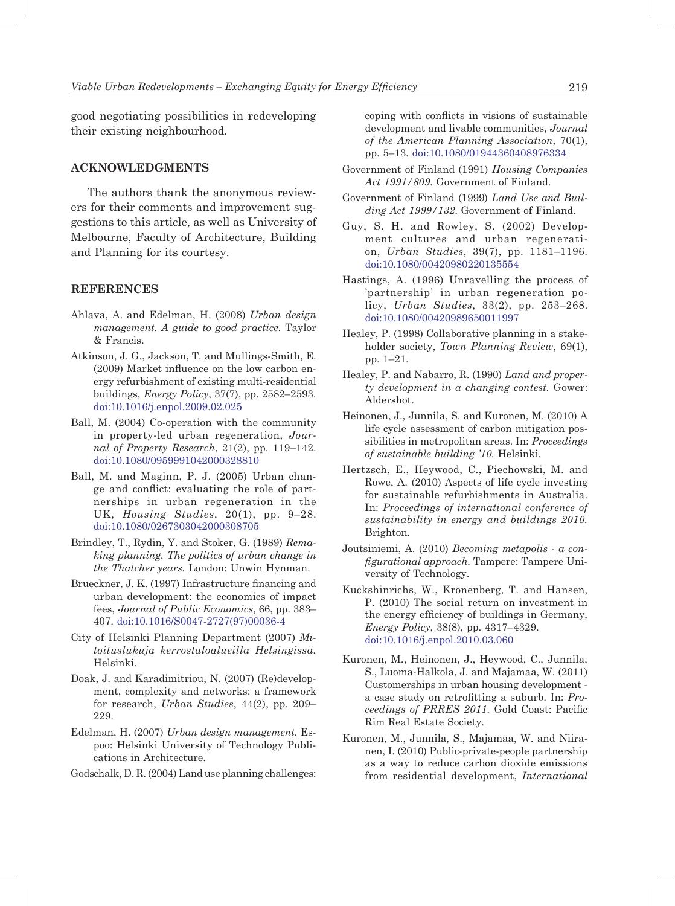good negotiating possibilities in redeveloping their existing neighbourhood.

## ACKNOWLEDGMENTS

The authors thank the anonymous reviewers for their comments and improvement suggestions to this article, as well as University of Melbourne, Faculty of Architecture, Building and Planning for its courtesy.

## REFERENCES

Ahlava, A. and Edelman, H. (2008) *Urban design management. A guide to good practice.* Taylor & Francis.

Atkinson, J. G., Jackson, T. and Mullings-Smith, E. (2009) Market influence on the low carbon energy refurbishment of existing multi-residential buildings, *Energy Policy*, 37(7), pp. 2582–2593. doi:10.1016/j.enpol.2009.02.025

Ball, M. (2004) Co-operation with the community in property-led urban regeneration, *Journal of Property Research*, 21(2), pp. 119–142. doi:10.1080/0959991042000328810

Ball, M. and Maginn, P. J. (2005) Urban change and conflict: evaluating the role of partnerships in urban regeneration in the UK, *Housing Studies*, 20(1), pp. 9–28. doi:10.1080/0267303042000308705

Brindley, T., Rydin, Y. and Stoker, G. (1989) *Remaking planning. The politics of urban change in the Thatcher years.* London: Unwin Hynman.

Brueckner, J. K. (1997) Infrastructure financing and urban development: the economics of impact fees, *Journal of Public Economics*, 66, pp. 383–407. doi:10.1016/S0047-2727(97)00036-4

City of Helsinki Planning Department (2007) *Mitoituslukuja kerrostaloalueilla Helsingissä.* Helsinki.

Doak, J. and Karadimitriou, N. (2007) (Re)development, complexity and networks: a framework for research, *Urban Studies*, 44(2), pp. 209–229.

Edelman, H. (2007) *Urban design management.* Espoo: Helsinki University of Technology Publications in Architecture.

Godschalk, D. R. (2004) Land use planning challenges: coping with conflicts in visions of sustainable development and livable communities, *Journal of the American Planning Association*, 70(1), pp. 5–13. doi:10.1080/01944360408976334

Government of Finland (1991) *Housing Companies Act 1991/809.* Government of Finland.

Government of Finland (1999) *Land Use and Building Act 1999/132.* Government of Finland.

Guy, S. H. and Rowley, S. (2002) Development cultures and urban regeneration, *Urban Studies*, 39(7), pp. 1181–1196. doi:10.1080/00420980220135554

Hastings, A. (1996) Unravelling the process of 'partnership' in urban regeneration policy, *Urban Studies*, 33(2), pp. 253–268. doi:10.1080/00420989650011997

Healey, P. (1998) Collaborative planning in a stakeholder society, *Town Planning Review*, 69(1), pp. 1–21.

Healey, P. and Nabarro, R. (1990) *Land and property development in a changing contest.* Gower: Aldershot.

Heinonen, J., Junnila, S. and Kuronen, M. (2010) A life cycle assessment of carbon mitigation possibilities in metropolitan areas. In: *Proceedings of sustainable building '10.* Helsinki.

Hertzsch, E., Heywood, C., Piechowski, M. and Rowe, A. (2010) Aspects of life cycle investing for sustainable refurbishments in Australia. In: *Proceedings of international conference of sustainability in energy and buildings 2010.* Brighton.

Joutsiniemi, A. (2010) *Becoming metapolis - a configurational approach.* Tampere: Tampere University of Technology.

Kuckshinrichs, W., Kronenberg, T. and Hansen, P. (2010) The social return on investment in the energy efficiency of buildings in Germany, *Energy Policy*, 38(8), pp. 4317–4329. doi:10.1016/j.enpol.2010.03.060

Kuronen, M., Heinonen, J., Heywood, C., Junnila, S., Luoma-Halkola, J. and Majamaa, W. (2011) Customerships in urban housing development - a case study on retrofitting a suburb. In: *Proceedings of PRRES 2011.* Gold Coast: Pacific Rim Real Estate Society.

Kuronen, M., Junnila, S., Majamaa, W. and Niiranen, I. (2010) Public-private-people partnership as a way to reduce carbon dioxide emissions from residential development, *International*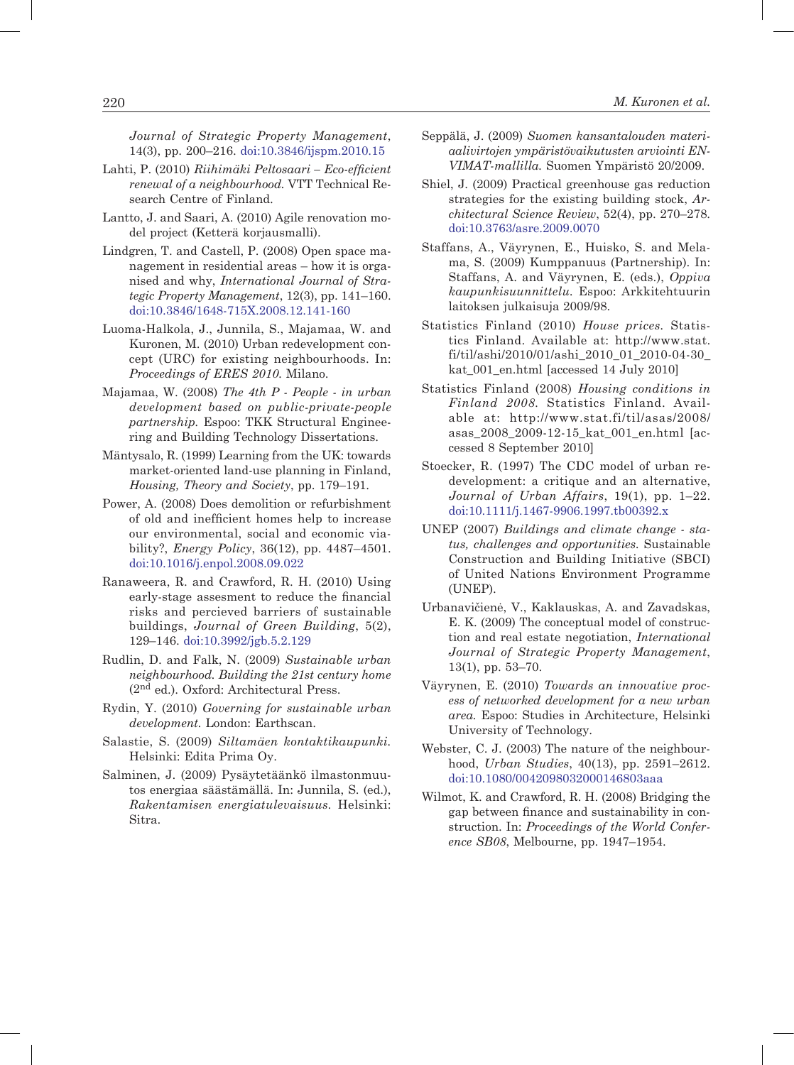*Journal of Strategic Property Management*, 14(3), pp. 200–216. doi:10.3846/ijspm.2010.15

Lahti, P. (2010) *Riihimäki Peltosaari – Eco-efficient renewal of a neighbourhood.* VTT Technical Research Centre of Finland.

Lantto, J. and Saari, A. (2010) Agile renovation model project (Ketterä korjausmalli).

Lindgren, T. and Castell, P. (2008) Open space management in residential areas – how it is organised and why, *International Journal of Strategic Property Management*, 12(3), pp. 141–160. doi:10.3846/1648-715X.2008.12.141-160

Luoma-Halkola, J., Junnila, S., Majamaa, W. and Kuronen, M. (2010) Urban redevelopment concept (URC) for existing neighbourhoods. In: *Proceedings of ERES 2010.* Milano.

Majamaa, W. (2008) *The 4th P - People - in urban development based on public-private-people partnership.* Espoo: TKK Structural Engineering and Building Technology Dissertations.

Mäntysalo, R. (1999) Learning from the UK: towards market-oriented land-use planning in Finland, *Housing, Theory and Society*, pp. 179–191.

Power, A. (2008) Does demolition or refurbishment of old and inefficient homes help to increase our environmental, social and economic viability?, *Energy Policy*, 36(12), pp. 4487–4501. doi:10.1016/j.enpol.2008.09.022

Ranaweera, R. and Crawford, R. H. (2010) Using early-stage assesment to reduce the financial risks and percieved barriers of sustainable buildings, *Journal of Green Building*, 5(2), 129–146. doi:10.3992/jgb.5.2.129

Rudlin, D. and Falk, N. (2009) *Sustainable urban neighbourhood. Building the 21st century home* (2nd ed.). Oxford: Architectural Press.

Rydin, Y. (2010) *Governing for sustainable urban development.* London: Earthscan.

Salastie, S. (2009) *Siltamäen kontaktikaupunki.* Helsinki: Edita Prima Oy.

Salminen, J. (2009) Pysäytetäänkö ilmastonmuutos energiaa säästämällä. In: Junnila, S. (ed.), *Rakentamisen energiatulevaisuus.* Helsinki: Sitra.

Seppälä, J. (2009) *Suomen kansantalouden materiaalivirtojen ympäristövaikutusten arviointi ENVIMAT-mallilla.* Suomen Ympäristö 20/2009.

Shiel, J. (2009) Practical greenhouse gas reduction strategies for the existing building stock, *Architectural Science Review*, 52(4), pp. 270–278. doi:10.3763/asre.2009.0070

Staffans, A., Väyrynen, E., Huisko, S. and Melama, S. (2009) Kumppanuus (Partnership). In: Staffans, A. and Väyrynen, E. (eds.), *Oppiva kaupunkisuunnittelu.* Espoo: Arkkitehtuurin laitoksen julkaisuja 2009/98.

Statistics Finland (2010) *House prices.* Statistics Finland. Available at: http://www.stat.fi/til/ashi/2010/01/ashi_2010_01_2010-04-30_kat_001_en.html [accessed 14 July 2010]

Statistics Finland (2008) *Housing conditions in Finland 2008.* Statistics Finland. Available at: http://www.stat.fi/til/asas/2008/asas_2008_2009-12-15_kat_001_en.html [accessed 8 September 2010]

Stoecker, R. (1997) The CDC model of urban redevelopment: a critique and an alternative, *Journal of Urban Affairs*, 19(1), pp. 1–22. doi:10.1111/j.1467-9906.1997.tb00392.x

UNEP (2007) *Buildings and climate change - status, challenges and opportunities.* Sustainable Construction and Building Initiative (SBCI) of United Nations Environment Programme (UNEP).

Urbanavičienė, V., Kaklauskas, A. and Zavadskas, E. K. (2009) The conceptual model of construction and real estate negotiation, *International Journal of Strategic Property Management*, 13(1), pp. 53–70.

Väyrynen, E. (2010) *Towards an innovative process of networked development for a new urban area.* Espoo: Studies in Architecture, Helsinki University of Technology.

Webster, C. J. (2003) The nature of the neighbourhood, *Urban Studies*, 40(13), pp. 2591–2612. doi:10.1080/0042098032000146803aaa

Wilmot, K. and Crawford, R. H. (2008) Bridging the gap between finance and sustainability in construction. In: *Proceedings of the World Conference SB08*, Melbourne, pp. 1947–1954.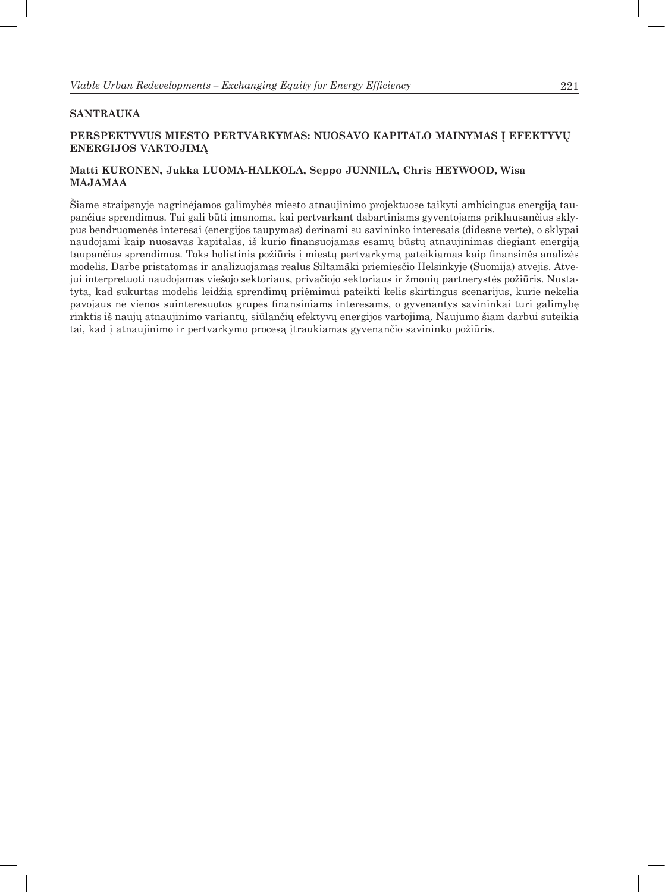## SANTRAUKA

### PERSPEKTYVUS MIESTO PERTVARKYMAS: NUOSAVO KAPITALO MAINYMAS Į EFEKTYVŲ ENERGIJOS VARTOJIMĄ

**Matti KURONEN, Jukka LUOMA-HALKOLA, Seppo JUNNILA, Chris HEYWOOD, Wisa MAJAMAA**

Šiame straipsnyje nagrinėjamos galimybės miesto atnaujinimo projektuose taikyti ambicingus energiją taupančius sprendimus. Tai gali būti įmanoma, kai pertvarkant dabartiniams gyventojams priklausančius sklypus bendruomenės interesai (energijos taupymas) derinami su savininko interesais (didesne verte), o sklypai naudojami kaip nuosavas kapitalas, iš kurio finansuojamas esamų būstų atnaujinimas diegiant energiją taupančius sprendimus. Toks holistinis požiūris į miestų pertvarkymą pateikiamas kaip finansinės analizės modelis. Darbe pristatomas ir analizuojamas realus Siltamäki priemiesčio Helsinkyje (Suomija) atvejis. Atvejui interpretuoti naudojamas viešojo sektoriaus, privačiojo sektoriaus ir žmonių partnerystės požiūris. Nustatyta, kad sukurtas modelis leidžia sprendimų priėmimui pateikti kelis skirtingus scenarijus, kurie nekelia pavojaus nė vienos suinteresuotos grupės finansiniams interesams, o gyvenantys savininkai turi galimybę rinktis iš naujų atnaujinimo variantų, siūlančių efektyvų energijos vartojimą. Naujumo šiam darbui suteikia tai, kad į atnaujinimo ir pertvarkymo procesą įtraukiamas gyvenančio savininko požiūris.